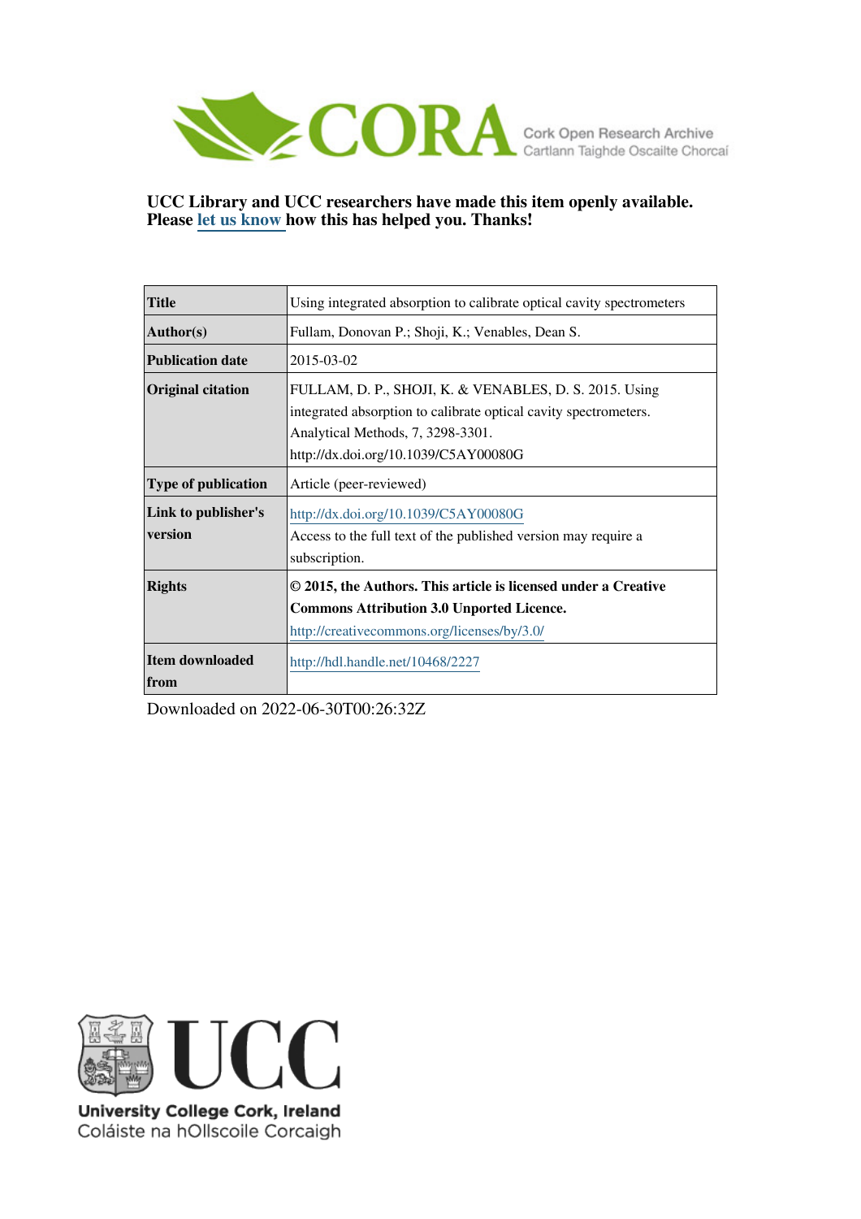CORA Cork Open Research Archive
Cartlann Taighde Oscailte Chorcaí

**UCC Library and UCC researchers have made this item openly available. Please let us know how this has helped you. Thanks!**

| | |
|---|---|
| **Title** | Using integrated absorption to calibrate optical cavity spectrometers |
| **Author(s)** | Fullam, Donovan P.; Shoji, K.; Venables, Dean S. |
| **Publication date** | 2015-03-02 |
| **Original citation** | FULLAM, D. P., SHOJI, K. & VENABLES, D. S. 2015. Using integrated absorption to calibrate optical cavity spectrometers. Analytical Methods, 7, 3298-3301. http://dx.doi.org/10.1039/C5AY00080G |
| **Type of publication** | Article (peer-reviewed) |
| **Link to publisher's version** | http://dx.doi.org/10.1039/C5AY00080G<br>Access to the full text of the published version may require a subscription. |
| **Rights** | **© 2015, the Authors. This article is licensed under a Creative Commons Attribution 3.0 Unported Licence.**<br>http://creativecommons.org/licenses/by/3.0/ |
| **Item downloaded from** | http://hdl.handle.net/10468/2227 |

Downloaded on 2022-06-30T00:26:32Z

UCC
University College Cork, Ireland
Coláiste na hOllscoile Corcaigh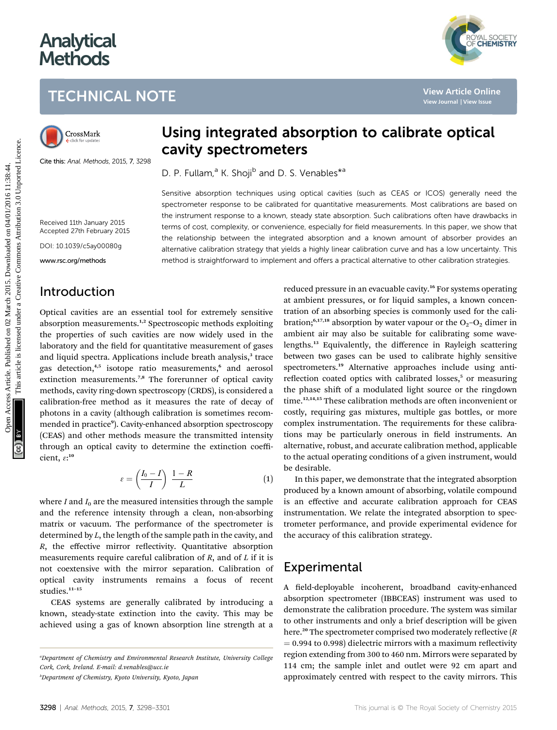# Analytical Methods

## TECHNICAL NOTE

# Using integrated absorption to calibrate optical cavity spectrometers

Cite this: *Anal. Methods*, 2015, **7**, 3298

D. P. Fullam,[a] K. Shoji[b] and D. S. Venables*[a]

Received 11th January 2015
Accepted 27th February 2015

DOI: 10.1039/c5ay00080g

www.rsc.org/methods

Sensitive absorption techniques using optical cavities (such as CEAS or ICOS) generally need the spectrometer response to be calibrated for quantitative measurements. Most calibrations are based on the instrument response to a known, steady state absorption. Such calibrations often have drawbacks in terms of cost, complexity, or convenience, especially for field measurements. In this paper, we show that the relationship between the integrated absorption and a known amount of absorber provides an alternative calibration strategy that yields a highly linear calibration curve and has a low uncertainty. This method is straightforward to implement and offers a practical alternative to other calibration strategies.

## Introduction

Optical cavities are an essential tool for extremely sensitive absorption measurements.[1,2] Spectroscopic methods exploiting the properties of such cavities are now widely used in the laboratory and the field for quantitative measurement of gases and liquid spectra. Applications include breath analysis,[3] trace gas detection,[4,5] isotope ratio measurements,[6] and aerosol extinction measurements.[7,8] The forerunner of optical cavity methods, cavity ring-down spectroscopy (CRDS), is considered a calibration-free method as it measures the rate of decay of photons in a cavity (although calibration is sometimes recommended in practice[9]). Cavity-enhanced absorption spectroscopy (CEAS) and other methods measure the transmitted intensity through an optical cavity to determine the extinction coefficient, $\varepsilon$:[10]

$$\varepsilon = \left(\frac{I_0 - I}{I}\right)\frac{1 - R}{L} \tag{1}$$

where $I$ and $I_0$ are the measured intensities through the sample and the reference intensity through a clean, non-absorbing matrix or vacuum. The performance of the spectrometer is determined by $L$, the length of the sample path in the cavity, and $R$, the effective mirror reflectivity. Quantitative absorption measurements require careful calibration of $R$, and of $L$ if it is not coextensive with the mirror separation. Calibration of optical cavity instruments remains a focus of recent studies.[11–15]

CEAS systems are generally calibrated by introducing a known, steady-state extinction into the cavity. This may be achieved using a gas of known absorption line strength at a reduced pressure in an evacuable cavity.[16] For systems operating at ambient pressures, or for liquid samples, a known concentration of an absorbing species is commonly used for the calibration;[6,17,18] absorption by water vapour or the $O_2$–$O_2$ dimer in ambient air may also be suitable for calibrating some wavelengths.[13] Equivalently, the difference in Rayleigh scattering between two gases can be used to calibrate highly sensitive spectrometers.[19] Alternative approaches include using anti-reflection coated optics with calibrated losses,[5] or measuring the phase shift of a modulated light source or the ringdown time.[12,14,15] These calibration methods are often inconvenient or costly, requiring gas mixtures, multiple gas bottles, or more complex instrumentation. The requirements for these calibrations may be particularly onerous in field instruments. An alternative, robust, and accurate calibration method, applicable to the actual operating conditions of a given instrument, would be desirable.

In this paper, we demonstrate that the integrated absorption produced by a known amount of absorbing, volatile compound is an effective and accurate calibration approach for CEAS instrumentation. We relate the integrated absorption to spectrometer performance, and provide experimental evidence for the accuracy of this calibration strategy.

## Experimental

A field-deployable incoherent, broadband cavity-enhanced absorption spectrometer (IBBCEAS) instrument was used to demonstrate the calibration procedure. The system was similar to other instruments and only a brief description will be given here.[20] The spectrometer comprised two moderately reflective ($R$ = 0.994 to 0.998) dielectric mirrors with a maximum reflectivity region extending from 300 to 460 nm. Mirrors were separated by 114 cm; the sample inlet and outlet were 92 cm apart and approximately centred with respect to the cavity mirrors. This

[a]Department of Chemistry and Environmental Research Institute, University College Cork, Cork, Ireland. E-mail: d.venables@ucc.ie

[b]Department of Chemistry, Kyoto University, Kyoto, Japan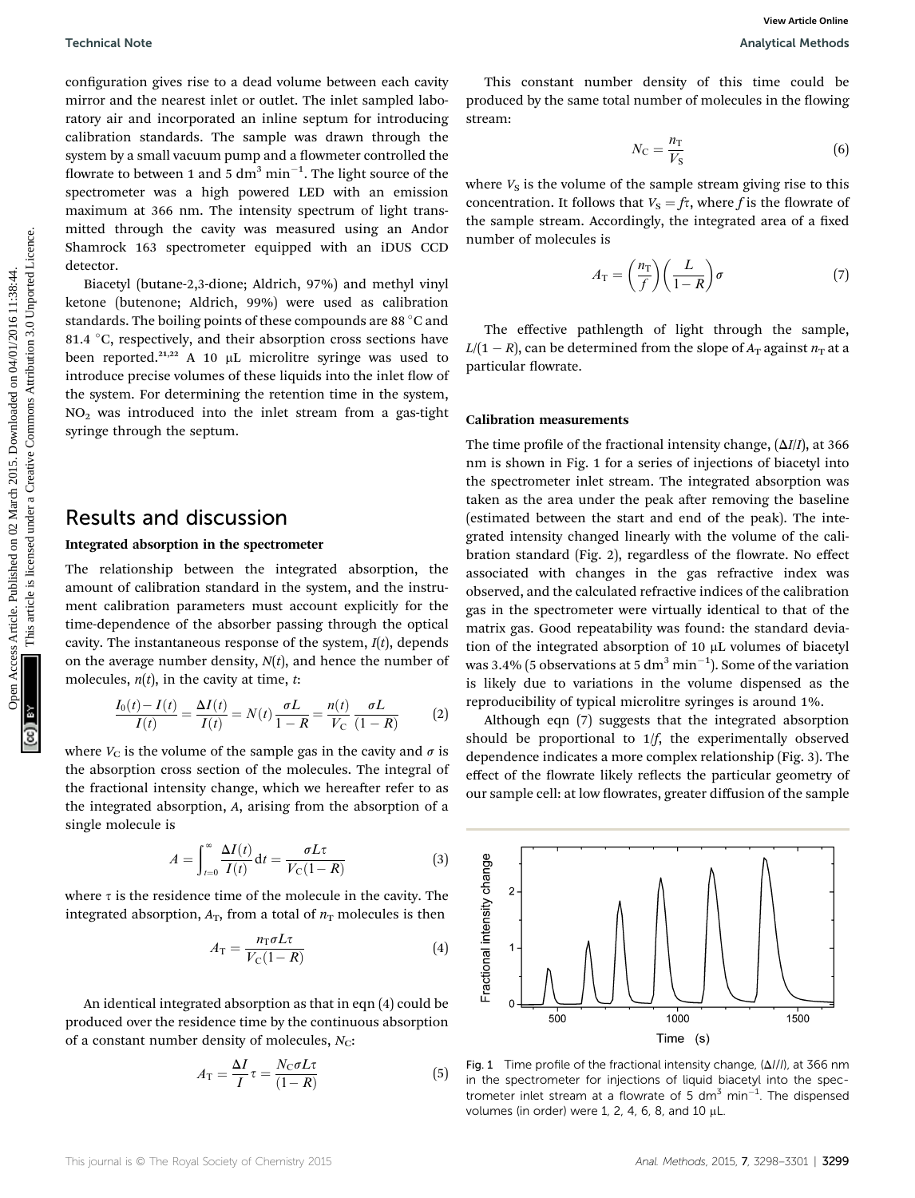configuration gives rise to a dead volume between each cavity mirror and the nearest inlet or outlet. The inlet sampled laboratory air and incorporated an inline septum for introducing calibration standards. The sample was drawn through the system by a small vacuum pump and a flowmeter controlled the flowrate to between 1 and 5 $dm^3 min^{-1}$. The light source of the spectrometer was a high powered LED with an emission maximum at 366 nm. The intensity spectrum of light transmitted through the cavity was measured using an Andor Shamrock 163 spectrometer equipped with an iDUS CCD detector.

Biacetyl (butane-2,3-dione; Aldrich, 97%) and methyl vinyl ketone (butenone; Aldrich, 99%) were used as calibration standards. The boiling points of these compounds are 88 °C and 81.4 °C, respectively, and their absorption cross sections have been reported.[21,22] A 10 μL microlitre syringe was used to introduce precise volumes of these liquids into the inlet flow of the system. For determining the retention time in the system, $NO_2$ was introduced into the inlet stream from a gas-tight syringe through the septum.

## Results and discussion

### Integrated absorption in the spectrometer

The relationship between the integrated absorption, the amount of calibration standard in the system, and the instrument calibration parameters must account explicitly for the time-dependence of the absorber passing through the optical cavity. The instantaneous response of the system, $I(t)$, depends on the average number density, $N(t)$, and hence the number of molecules, $n(t)$, in the cavity at time, $t$:

$$\frac{I_0(t) - I(t)}{I(t)} = \frac{\Delta I(t)}{I(t)} = N(t)\frac{\sigma L}{1-R} = \frac{n(t)}{V_C}\frac{\sigma L}{(1-R)} \tag{2}$$

where $V_C$ is the volume of the sample gas in the cavity and $\sigma$ is the absorption cross section of the molecules. The integral of the fractional intensity change, which we hereafter refer to as the integrated absorption, $A$, arising from the absorption of a single molecule is

$$A = \int_{t=0}^{\infty} \frac{\Delta I(t)}{I(t)} dt = \frac{\sigma L \tau}{V_C(1-R)} \tag{3}$$

where $\tau$ is the residence time of the molecule in the cavity. The integrated absorption, $A_T$, from a total of $n_T$ molecules is then

$$A_T = \frac{n_T \sigma L \tau}{V_C(1-R)} \tag{4}$$

An identical integrated absorption as that in eqn (4) could be produced over the residence time by the continuous absorption of a constant number density of molecules, $N_C$:

$$A_T = \frac{\Delta I}{I}\tau = \frac{N_C \sigma L \tau}{(1-R)} \tag{5}$$

This constant number density of this time could be produced by the same total number of molecules in the flowing stream:

$$N_C = \frac{n_T}{V_S} \tag{6}$$

where $V_S$ is the volume of the sample stream giving rise to this concentration. It follows that $V_S = f\tau$, where $f$ is the flowrate of the sample stream. Accordingly, the integrated area of a fixed number of molecules is

$$A_T = \left(\frac{n_T}{f}\right)\left(\frac{L}{1-R}\right)\sigma \tag{7}$$

The effective pathlength of light through the sample, $L/(1-R)$, can be determined from the slope of $A_T$ against $n_T$ at a particular flowrate.

### Calibration measurements

The time profile of the fractional intensity change, $(\Delta I/I)$, at 366 nm is shown in Fig. 1 for a series of injections of biacetyl into the spectrometer inlet stream. The integrated absorption was taken as the area under the peak after removing the baseline (estimated between the start and end of the peak). The integrated intensity changed linearly with the volume of the calibration standard (Fig. 2), regardless of the flowrate. No effect associated with changes in the gas refractive index was observed, and the calculated refractive indices of the calibration gas in the spectrometer were virtually identical to that of the matrix gas. Good repeatability was found: the standard deviation of the integrated absorption of 10 μL volumes of biacetyl was 3.4% (5 observations at 5 $dm^3 min^{-1}$). Some of the variation is likely due to variations in the volume dispensed as the reproducibility of typical microlitre syringes is around 1%.

Although eqn (7) suggests that the integrated absorption should be proportional to $1/f$, the experimentally observed dependence indicates a more complex relationship (Fig. 3). The effect of the flowrate likely reflects the particular geometry of our sample cell: at low flowrates, greater diffusion of the sample

Fig. 1 Time profile of the fractional intensity change, $(\Delta I/I)$, at 366 nm in the spectrometer for injections of liquid biacetyl into the spectrometer inlet stream at a flowrate of 5 $dm^3 min^{-1}$. The dispensed volumes (in order) were 1, 2, 4, 6, 8, and 10 μL.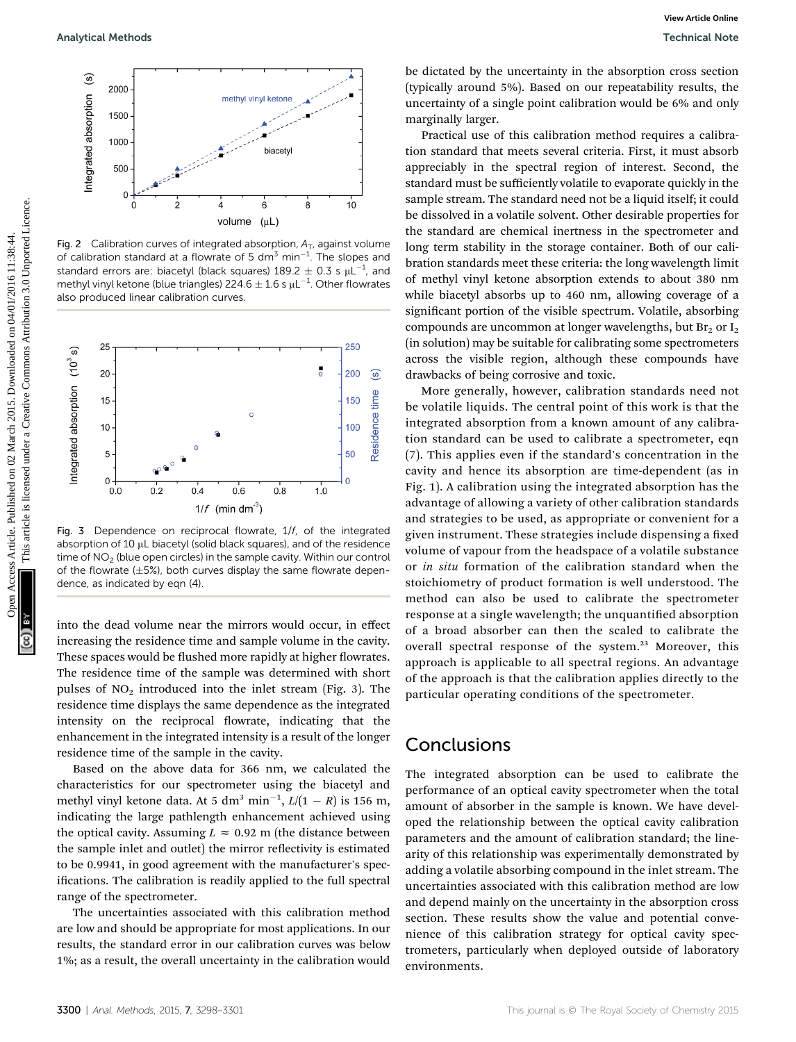Fig. 2 Calibration curves of integrated absorption, $A_T$, against volume of calibration standard at a flowrate of 5 $dm^3$ $min^{-1}$. The slopes and standard errors are: biacetyl (black squares) 189.2 ± 0.3 s $\mu L^{-1}$, and methyl vinyl ketone (blue triangles) 224.6 ± 1.6 s $\mu L^{-1}$. Other flowrates also produced linear calibration curves.

Fig. 3 Dependence on reciprocal flowrate, $1/f$, of the integrated absorption of 10 μL biacetyl (solid black squares), and of the residence time of $NO_2$ (blue open circles) in the sample cavity. Within our control of the flowrate (±5%), both curves display the same flowrate dependence, as indicated by eqn (4).

into the dead volume near the mirrors would occur, in effect increasing the residence time and sample volume in the cavity. These spaces would be flushed more rapidly at higher flowrates. The residence time of the sample was determined with short pulses of $NO_2$ introduced into the inlet stream (Fig. 3). The residence time displays the same dependence as the integrated intensity on the reciprocal flowrate, indicating that the enhancement in the integrated intensity is a result of the longer residence time of the sample in the cavity.

Based on the above data for 366 nm, we calculated the characteristics for our spectrometer using the biacetyl and methyl vinyl ketone data. At 5 $dm^3$ $min^{-1}$, $L/(1-R)$ is 156 m, indicating the large pathlength enhancement achieved using the optical cavity. Assuming $L \approx 0.92$ m (the distance between the sample inlet and outlet) the mirror reflectivity is estimated to be 0.9941, in good agreement with the manufacturer's specifications. The calibration is readily applied to the full spectral range of the spectrometer.

The uncertainties associated with this calibration method are low and should be appropriate for most applications. In our results, the standard error in our calibration curves was below 1%; as a result, the overall uncertainty in the calibration would be dictated by the uncertainty in the absorption cross section (typically around 5%). Based on our repeatability results, the uncertainty of a single point calibration would be 6% and only marginally larger.

Practical use of this calibration method requires a calibration standard that meets several criteria. First, it must absorb appreciably in the spectral region of interest. Second, the standard must be sufficiently volatile to evaporate quickly in the sample stream. The standard need not be a liquid itself; it could be dissolved in a volatile solvent. Other desirable properties for the standard are chemical inertness in the spectrometer and long term stability in the storage container. Both of our calibration standards meet these criteria: the long wavelength limit of methyl vinyl ketone absorption extends to about 380 nm while biacetyl absorbs up to 460 nm, allowing coverage of a significant portion of the visible spectrum. Volatile, absorbing compounds are uncommon at longer wavelengths, but $Br_2$ or $I_2$ (in solution) may be suitable for calibrating some spectrometers across the visible region, although these compounds have drawbacks of being corrosive and toxic.

More generally, however, calibration standards need not be volatile liquids. The central point of this work is that the integrated absorption from a known amount of any calibration standard can be used to calibrate a spectrometer, eqn (7). This applies even if the standard's concentration in the cavity and hence its absorption are time-dependent (as in Fig. 1). A calibration using the integrated absorption has the advantage of allowing a variety of other calibration standards and strategies to be used, as appropriate or convenient for a given instrument. These strategies include dispensing a fixed volume of vapour from the headspace of a volatile substance or *in situ* formation of the calibration standard when the stoichiometry of product formation is well understood. The method can also be used to calibrate the spectrometer response at a single wavelength; the unquantified absorption of a broad absorber can then the scaled to calibrate the overall spectral response of the system.[23] Moreover, this approach is applicable to all spectral regions. An advantage of the approach is that the calibration applies directly to the particular operating conditions of the spectrometer.

## Conclusions

The integrated absorption can be used to calibrate the performance of an optical cavity spectrometer when the total amount of absorber in the sample is known. We have developed the relationship between the optical cavity calibration parameters and the amount of calibration standard; the linearity of this relationship was experimentally demonstrated by adding a volatile absorbing compound in the inlet stream. The uncertainties associated with this calibration method are low and depend mainly on the uncertainty in the absorption cross section. These results show the value and potential convenience of this calibration strategy for optical cavity spectrometers, particularly when deployed outside of laboratory environments.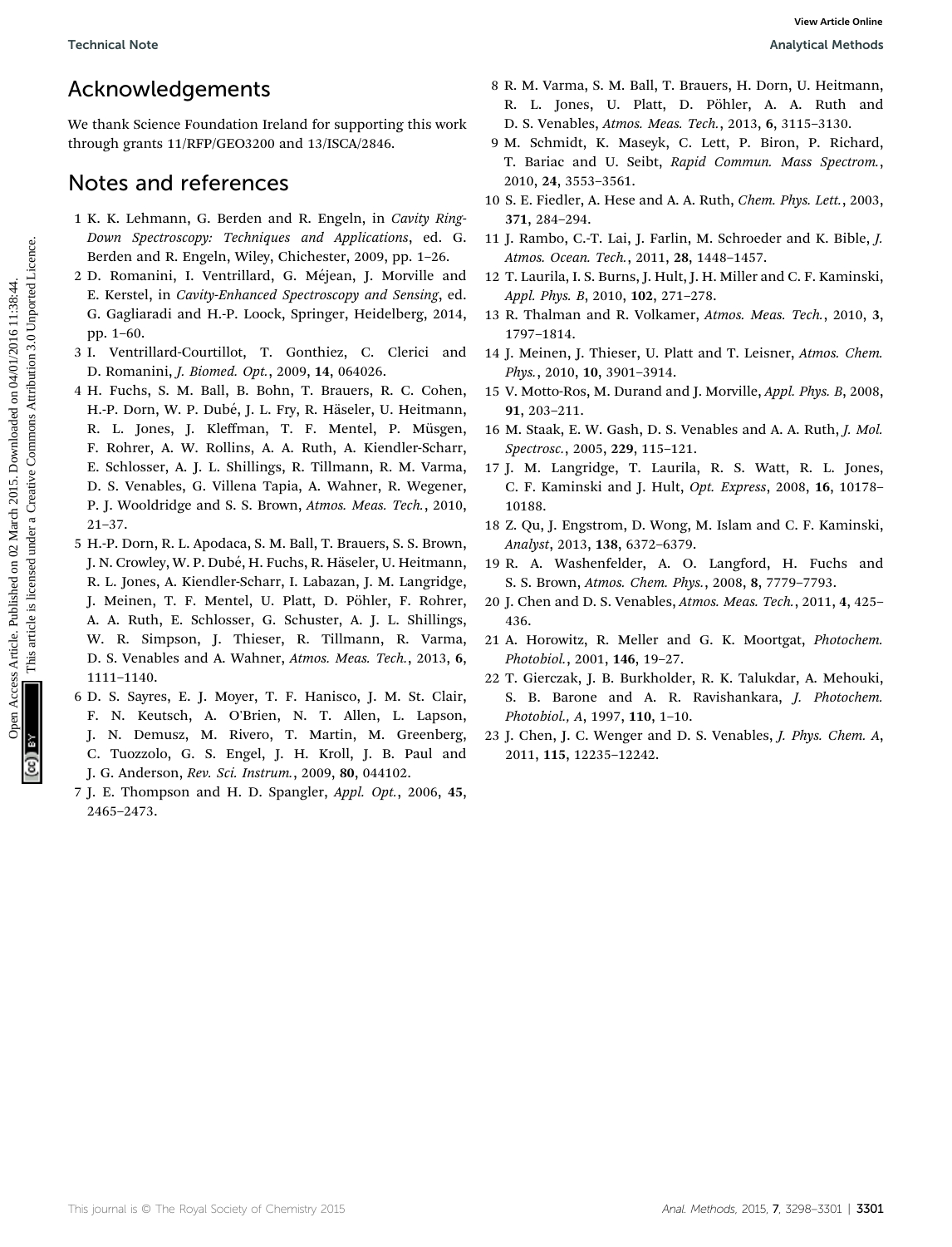## Acknowledgements

We thank Science Foundation Ireland for supporting this work through grants 11/RFP/GEO3200 and 13/ISCA/2846.

## Notes and references

1 K. K. Lehmann, G. Berden and R. Engeln, in *Cavity Ring-Down Spectroscopy: Techniques and Applications*, ed. G. Berden and R. Engeln, Wiley, Chichester, 2009, pp. 1–26.

2 D. Romanini, I. Ventrillard, G. Méjean, J. Morville and E. Kerstel, in *Cavity-Enhanced Spectroscopy and Sensing*, ed. G. Gagliaradi and H.-P. Loock, Springer, Heidelberg, 2014, pp. 1–60.

3 I. Ventrillard-Courtillot, T. Gonthiez, C. Clerici and D. Romanini, *J. Biomed. Opt.*, 2009, **14**, 064026.

4 H. Fuchs, S. M. Ball, B. Bohn, T. Brauers, R. C. Cohen, H.-P. Dorn, W. P. Dubé, J. L. Fry, R. Häseler, U. Heitmann, R. L. Jones, J. Kleffman, T. F. Mentel, P. Müsgen, F. Rohrer, A. W. Rollins, A. A. Ruth, A. Kiendler-Scharr, E. Schlosser, A. J. L. Shillings, R. Tillmann, R. M. Varma, D. S. Venables, G. Villena Tapia, A. Wahner, R. Wegener, P. J. Wooldridge and S. S. Brown, *Atmos. Meas. Tech.*, 2010, 21–37.

5 H.-P. Dorn, R. L. Apodaca, S. M. Ball, T. Brauers, S. S. Brown, J. N. Crowley, W. P. Dubé, H. Fuchs, R. Häseler, U. Heitmann, R. L. Jones, A. Kiendler-Scharr, I. Labazan, J. M. Langridge, J. Meinen, T. F. Mentel, U. Platt, D. Pöhler, F. Rohrer, A. A. Ruth, E. Schlosser, G. Schuster, A. J. L. Shillings, W. R. Simpson, J. Thieser, R. Tillmann, R. Varma, D. S. Venables and A. Wahner, *Atmos. Meas. Tech.*, 2013, **6**, 1111–1140.

6 D. S. Sayres, E. J. Moyer, T. F. Hanisco, J. M. St. Clair, F. N. Keutsch, A. O'Brien, N. T. Allen, L. Lapson, J. N. Demusz, M. Rivero, T. Martin, M. Greenberg, C. Tuozzolo, G. S. Engel, J. H. Kroll, J. B. Paul and J. G. Anderson, *Rev. Sci. Instrum.*, 2009, **80**, 044102.

7 J. E. Thompson and H. D. Spangler, *Appl. Opt.*, 2006, **45**, 2465–2473.

8 R. M. Varma, S. M. Ball, T. Brauers, H. Dorn, U. Heitmann, R. L. Jones, U. Platt, D. Pöhler, A. A. Ruth and D. S. Venables, *Atmos. Meas. Tech.*, 2013, **6**, 3115–3130.

9 M. Schmidt, K. Maseyk, C. Lett, P. Biron, P. Richard, T. Bariac and U. Seibt, *Rapid Commun. Mass Spectrom.*, 2010, **24**, 3553–3561.

10 S. E. Fiedler, A. Hese and A. A. Ruth, *Chem. Phys. Lett.*, 2003, **371**, 284–294.

11 J. Rambo, C.-T. Lai, J. Farlin, M. Schroeder and K. Bible, *J. Atmos. Ocean. Tech.*, 2011, **28**, 1448–1457.

12 T. Laurila, I. S. Burns, J. Hult, J. H. Miller and C. F. Kaminski, *Appl. Phys. B*, 2010, **102**, 271–278.

13 R. Thalman and R. Volkamer, *Atmos. Meas. Tech.*, 2010, **3**, 1797–1814.

14 J. Meinen, J. Thieser, U. Platt and T. Leisner, *Atmos. Chem. Phys.*, 2010, **10**, 3901–3914.

15 V. Motto-Ros, M. Durand and J. Morville, *Appl. Phys. B*, 2008, **91**, 203–211.

16 M. Staak, E. W. Gash, D. S. Venables and A. A. Ruth, *J. Mol. Spectrosc.*, 2005, **229**, 115–121.

17 J. M. Langridge, T. Laurila, R. S. Watt, R. L. Jones, C. F. Kaminski and J. Hult, *Opt. Express*, 2008, **16**, 10178–10188.

18 Z. Qu, J. Engstrom, D. Wong, M. Islam and C. F. Kaminski, *Analyst*, 2013, **138**, 6372–6379.

19 R. A. Washenfelder, A. O. Langford, H. Fuchs and S. S. Brown, *Atmos. Chem. Phys.*, 2008, **8**, 7779–7793.

20 J. Chen and D. S. Venables, *Atmos. Meas. Tech.*, 2011, **4**, 425–436.

21 A. Horowitz, R. Meller and G. K. Moortgat, *Photochem. Photobiol.*, 2001, **146**, 19–27.

22 T. Gierczak, J. B. Burkholder, R. K. Talukdar, A. Mehouki, S. B. Barone and A. R. Ravishankara, *J. Photochem. Photobiol., A*, 1997, **110**, 1–10.

23 J. Chen, J. C. Wenger and D. S. Venables, *J. Phys. Chem. A*, 2011, **115**, 12235–12242.